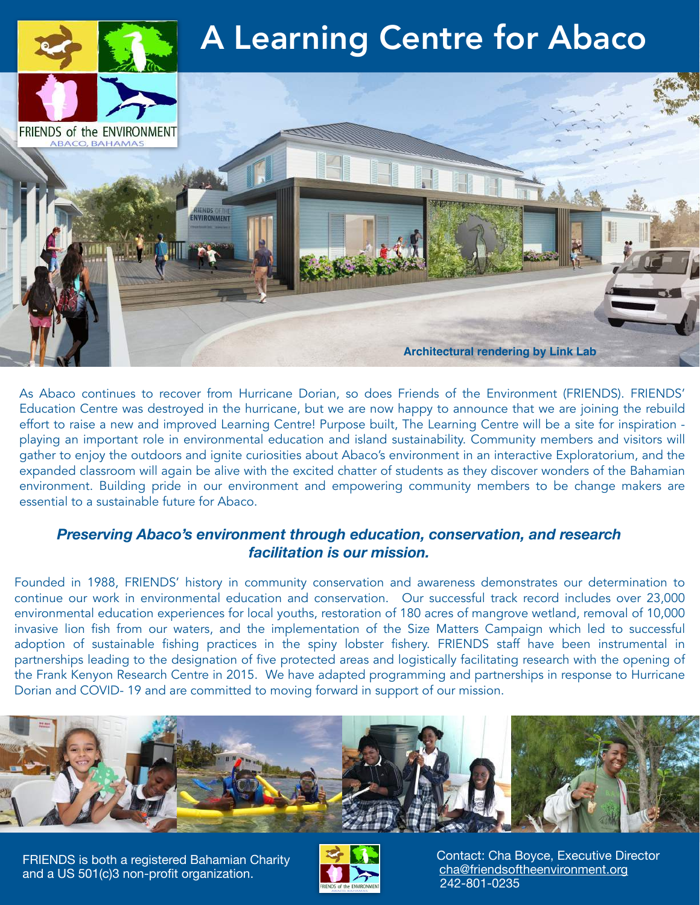# A Learning Centre for Abaco

FRIENDS of the ENVIRONMENT
ABACO, BAHAMAS

Architectural rendering by Link Lab

As Abaco continues to recover from Hurricane Dorian, so does Friends of the Environment (FRIENDS). FRIENDS' Education Centre was destroyed in the hurricane, but we are now happy to announce that we are joining the rebuild effort to raise a new and improved Learning Centre! Purpose built, The Learning Centre will be a site for inspiration - playing an important role in environmental education and island sustainability. Community members and visitors will gather to enjoy the outdoors and ignite curiosities about Abaco's environment in an interactive Exploratorium, and the expanded classroom will again be alive with the excited chatter of students as they discover wonders of the Bahamian environment. Building pride in our environment and empowering community members to be change makers are essential to a sustainable future for Abaco.

***Preserving Abaco's environment through education, conservation, and research facilitation is our mission.***

Founded in 1988, FRIENDS' history in community conservation and awareness demonstrates our determination to continue our work in environmental education and conservation. Our successful track record includes over 23,000 environmental education experiences for local youths, restoration of 180 acres of mangrove wetland, removal of 10,000 invasive lion fish from our waters, and the implementation of the Size Matters Campaign which led to successful adoption of sustainable fishing practices in the spiny lobster fishery. FRIENDS staff have been instrumental in partnerships leading to the designation of five protected areas and logistically facilitating research with the opening of the Frank Kenyon Research Centre in 2015. We have adapted programming and partnerships in response to Hurricane Dorian and COVID- 19 and are committed to moving forward in support of our mission.

FRIENDS is both a registered Bahamian Charity and a US 501(c)3 non-profit organization.

Contact: Cha Boyce, Executive Director
cha@friendsoftheenvironment.org
242-801-0235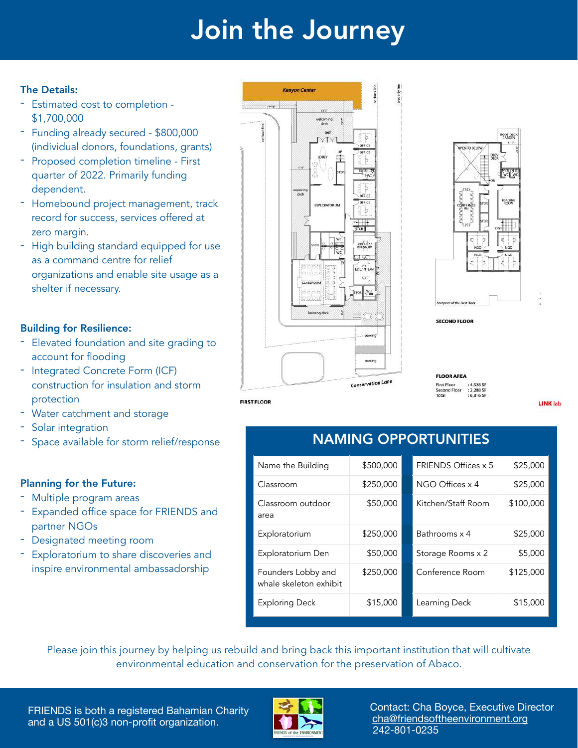# Join the Journey

### The Details:

- Estimated cost to completion - $1,700,000
- Funding already secured - $800,000 (individual donors, foundations, grants)
- Proposed completion timeline - First quarter of 2022. Primarily funding dependent.
- Homebound project management, track record for success, services offered at zero margin.
- High building standard equipped for use as a command centre for relief organizations and enable site usage as a shelter if necessary.

### Building for Resilience:

- Elevated foundation and site grading to account for flooding
- Integrated Concrete Form (ICF) construction for insulation and storm protection
- Water catchment and storage
- Solar integration
- Space available for storm relief/response

### Planning for the Future:

- Multiple program areas
- Expanded office space for FRIENDS and partner NGOs
- Designated meeting room
- Exploratorium to share discoveries and inspire environmental ambassadorship

FIRST FLOOR

SECOND FLOOR

FLOOR AREA
First Floor : 4,528 SF
Second Floor : 2,288 SF
Total : 6,816 SF

LINK lab

## NAMING OPPORTUNITIES

| | | | |
|---|---|---|---|
| Name the Building | $500,000 | FRIENDS Offices x 5 | $25,000 |
| Classroom | $250,000 | NGO Offices x 4 | $25,000 |
| Classroom outdoor area | $50,000 | Kitchen/Staff Room | $100,000 |
| Exploratorium | $250,000 | Bathrooms x 4 | $25,000 |
| Exploratorium Den | $50,000 | Storage Rooms x 2 | $5,000 |
| Founders Lobby and whale skeleton exhibit | $250,000 | Conference Room | $125,000 |
| Exploring Deck | $15,000 | Learning Deck | $15,000 |

Please join this journey by helping us rebuild and bring back this important institution that will cultivate environmental education and conservation for the preservation of Abaco.

FRIENDS is both a registered Bahamian Charity and a US 501(c)3 non-profit organization.

Contact: Cha Boyce, Executive Director
cha@friendsoftheenvironment.org
242-801-0235